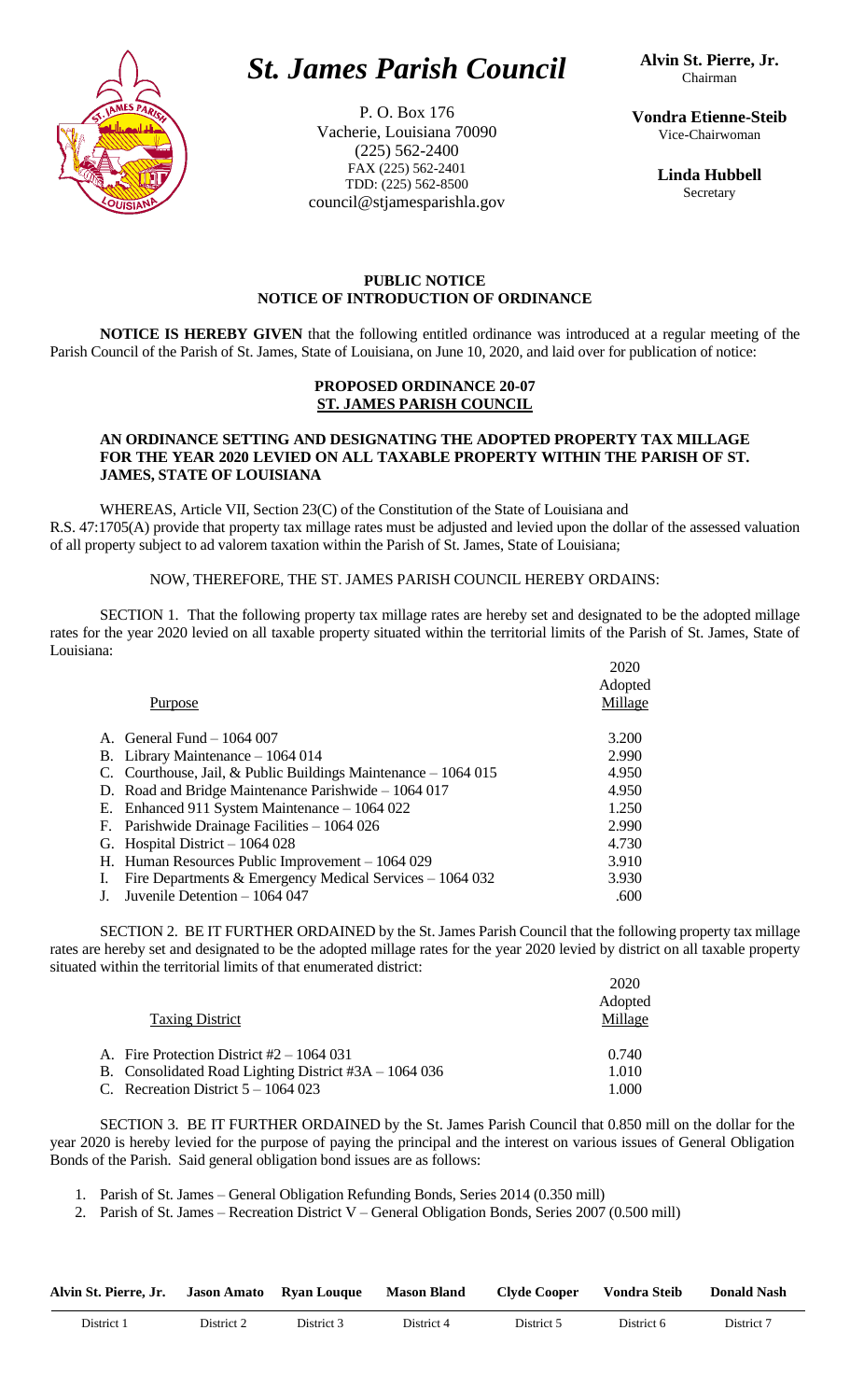# *St. James Parish Council*

P. O. Box 176
Vacherie, Louisiana 70090
(225) 562-2400
FAX (225) 562-2401
TDD: (225) 562-8500
council@stjamesparishla.gov

**Alvin St. Pierre, Jr.**
Chairman

**Vondra Etienne-Steib**
Vice-Chairwoman

**Linda Hubbell**
Secretary

## PUBLIC NOTICE
## NOTICE OF INTRODUCTION OF ORDINANCE

**NOTICE IS HEREBY GIVEN** that the following entitled ordinance was introduced at a regular meeting of the Parish Council of the Parish of St. James, State of Louisiana, on June 10, 2020, and laid over for publication of notice:

### PROPOSED ORDINANCE 20-07
### ST. JAMES PARISH COUNCIL

**AN ORDINANCE SETTING AND DESIGNATING THE ADOPTED PROPERTY TAX MILLAGE FOR THE YEAR 2020 LEVIED ON ALL TAXABLE PROPERTY WITHIN THE PARISH OF ST. JAMES, STATE OF LOUISIANA**

WHEREAS, Article VII, Section 23(C) of the Constitution of the State of Louisiana and R.S. 47:1705(A) provide that property tax millage rates must be adjusted and levied upon the dollar of the assessed valuation of all property subject to ad valorem taxation within the Parish of St. James, State of Louisiana;

NOW, THEREFORE, THE ST. JAMES PARISH COUNCIL HEREBY ORDAINS:

SECTION 1. That the following property tax millage rates are hereby set and designated to be the adopted millage rates for the year 2020 levied on all taxable property situated within the territorial limits of the Parish of St. James, State of Louisiana:

| Purpose | 2020 Adopted Millage |
|---|---|
| A. General Fund – 1064 007 | 3.200 |
| B. Library Maintenance – 1064 014 | 2.990 |
| C. Courthouse, Jail, & Public Buildings Maintenance – 1064 015 | 4.950 |
| D. Road and Bridge Maintenance Parishwide – 1064 017 | 4.950 |
| E. Enhanced 911 System Maintenance – 1064 022 | 1.250 |
| F. Parishwide Drainage Facilities – 1064 026 | 2.990 |
| G. Hospital District – 1064 028 | 4.730 |
| H. Human Resources Public Improvement – 1064 029 | 3.910 |
| I. Fire Departments & Emergency Medical Services – 1064 032 | 3.930 |
| J. Juvenile Detention – 1064 047 | .600 |

SECTION 2. BE IT FURTHER ORDAINED by the St. James Parish Council that the following property tax millage rates are hereby set and designated to be the adopted millage rates for the year 2020 levied by district on all taxable property situated within the territorial limits of that enumerated district:

| Taxing District | 2020 Adopted Millage |
|---|---|
| A. Fire Protection District #2 – 1064 031 | 0.740 |
| B. Consolidated Road Lighting District #3A – 1064 036 | 1.010 |
| C. Recreation District 5 – 1064 023 | 1.000 |

SECTION 3. BE IT FURTHER ORDAINED by the St. James Parish Council that 0.850 mill on the dollar for the year 2020 is hereby levied for the purpose of paying the principal and the interest on various issues of General Obligation Bonds of the Parish. Said general obligation bond issues are as follows:

1. Parish of St. James – General Obligation Refunding Bonds, Series 2014 (0.350 mill)
2. Parish of St. James – Recreation District V – General Obligation Bonds, Series 2007 (0.500 mill)

| **Alvin St. Pierre, Jr.** | **Jason Amato** | **Ryan Louque** | **Mason Bland** | **Clyde Cooper** | **Vondra Steib** | **Donald Nash** |
|---|---|---|---|---|---|---|
| District 1 | District 2 | District 3 | District 4 | District 5 | District 6 | District 7 |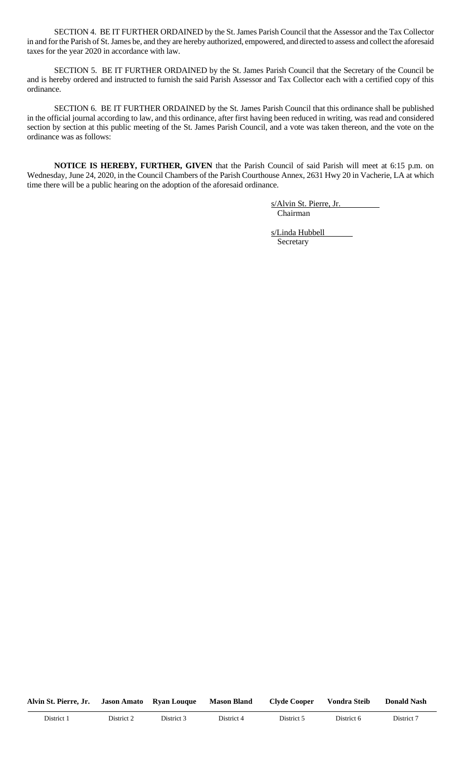SECTION 4. BE IT FURTHER ORDAINED by the St. James Parish Council that the Assessor and the Tax Collector in and for the Parish of St. James be, and they are hereby authorized, empowered, and directed to assess and collect the aforesaid taxes for the year 2020 in accordance with law.

SECTION 5. BE IT FURTHER ORDAINED by the St. James Parish Council that the Secretary of the Council be and is hereby ordered and instructed to furnish the said Parish Assessor and Tax Collector each with a certified copy of this ordinance.

SECTION 6. BE IT FURTHER ORDAINED by the St. James Parish Council that this ordinance shall be published in the official journal according to law, and this ordinance, after first having been reduced in writing, was read and considered section by section at this public meeting of the St. James Parish Council, and a vote was taken thereon, and the vote on the ordinance was as follows:

**NOTICE IS HEREBY, FURTHER, GIVEN** that the Parish Council of said Parish will meet at 6:15 p.m. on Wednesday, June 24, 2020, in the Council Chambers of the Parish Courthouse Annex, 2631 Hwy 20 in Vacherie, LA at which time there will be a public hearing on the adoption of the aforesaid ordinance.

s/Alvin St. Pierre, Jr.
Chairman

s/Linda Hubbell
Secretary

| **Alvin St. Pierre, Jr.** | **Jason Amato** | **Ryan Louque** | **Mason Bland** | **Clyde Cooper** | **Vondra Steib** | **Donald Nash** |
|---|---|---|---|---|---|---|
| District 1 | District 2 | District 3 | District 4 | District 5 | District 6 | District 7 |